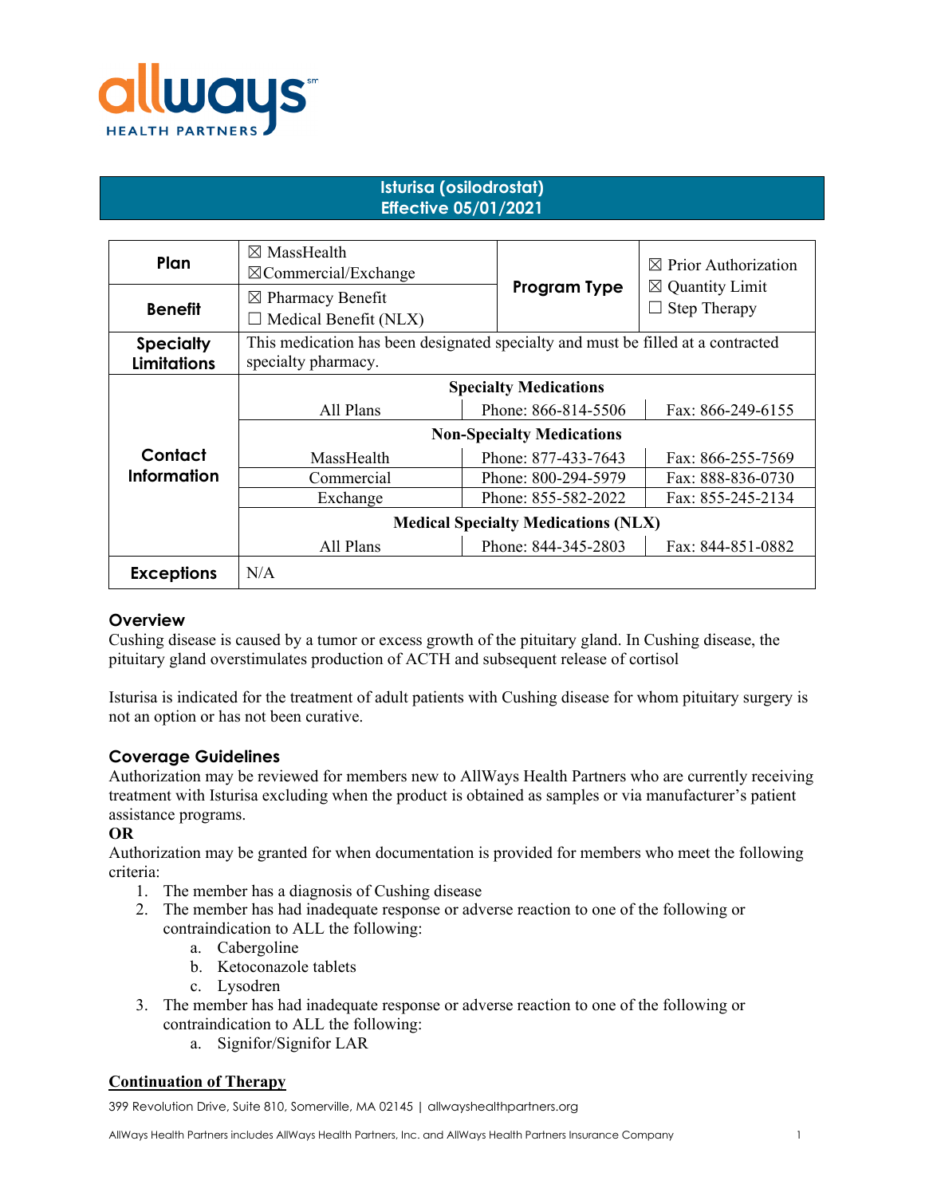# Isturisa (osilodrostat)
## Effective 05/01/2021

| | | | |
|---|---|---|---|
| **Plan** | ☒ MassHealth<br>☒Commercial/Exchange | **Program Type** | ☒ Prior Authorization<br>☒ Quantity Limit<br>☐ Step Therapy |
| **Benefit** | ☒ Pharmacy Benefit<br>☐ Medical Benefit (NLX) | | |
| **Specialty Limitations** | This medication has been designated specialty and must be filled at a contracted specialty pharmacy. | | |
| **Contact Information** | **Specialty Medications** | | |
| | All Plans | Phone: 866-814-5506 | Fax: 866-249-6155 |
| | **Non-Specialty Medications** | | |
| | MassHealth | Phone: 877-433-7643 | Fax: 866-255-7569 |
| | Commercial | Phone: 800-294-5979 | Fax: 888-836-0730 |
| | Exchange | Phone: 855-582-2022 | Fax: 855-245-2134 |
| | **Medical Specialty Medications (NLX)** | | |
| | All Plans | Phone: 844-345-2803 | Fax: 844-851-0882 |
| **Exceptions** | N/A | | |

### Overview
Cushing disease is caused by a tumor or excess growth of the pituitary gland. In Cushing disease, the pituitary gland overstimulates production of ACTH and subsequent release of cortisol

Isturisa is indicated for the treatment of adult patients with Cushing disease for whom pituitary surgery is not an option or has not been curative.

### Coverage Guidelines
Authorization may be reviewed for members new to AllWays Health Partners who are currently receiving treatment with Isturisa excluding when the product is obtained as samples or via manufacturer's patient assistance programs.

**OR**

Authorization may be granted for when documentation is provided for members who meet the following criteria:

1. The member has a diagnosis of Cushing disease
2. The member has had inadequate response or adverse reaction to one of the following or contraindication to ALL the following:
   a. Cabergoline
   b. Ketoconazole tablets
   c. Lysodren
3. The member has had inadequate response or adverse reaction to one of the following or contraindication to ALL the following:
   a. Signifor/Signifor LAR

**Continuation of Therapy**

399 Revolution Drive, Suite 810, Somerville, MA 02145 | allwayshealthpartners.org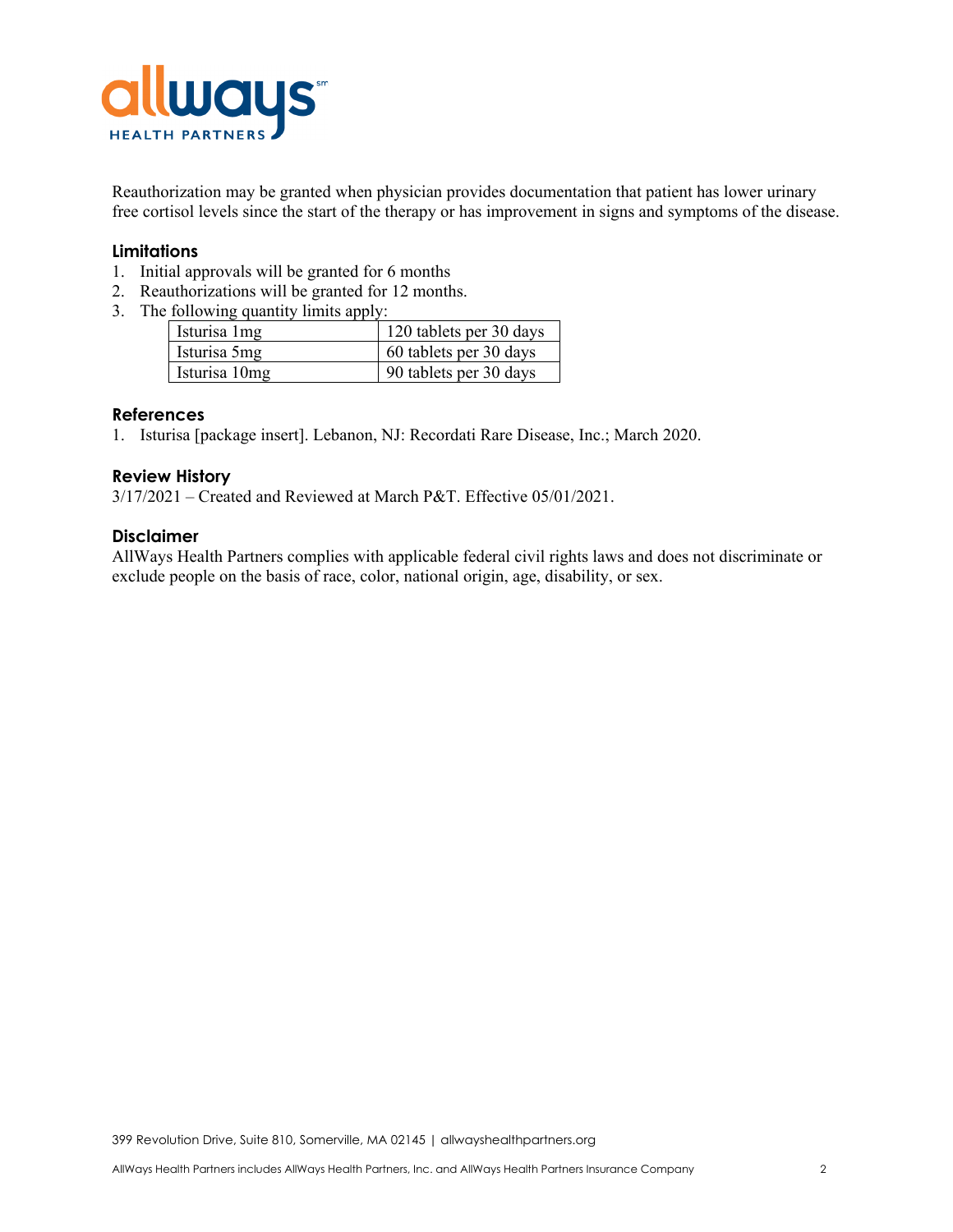Reauthorization may be granted when physician provides documentation that patient has lower urinary free cortisol levels since the start of the therapy or has improvement in signs and symptoms of the disease.

### Limitations

1. Initial approvals will be granted for 6 months
2. Reauthorizations will be granted for 12 months.
3. The following quantity limits apply:

| | |
|---|---|
| Isturisa 1mg | 120 tablets per 30 days |
| Isturisa 5mg | 60 tablets per 30 days |
| Isturisa 10mg | 90 tablets per 30 days |

### References

1. Isturisa [package insert]. Lebanon, NJ: Recordati Rare Disease, Inc.; March 2020.

### Review History

3/17/2021 – Created and Reviewed at March P&T. Effective 05/01/2021.

### Disclaimer

AllWays Health Partners complies with applicable federal civil rights laws and does not discriminate or exclude people on the basis of race, color, national origin, age, disability, or sex.